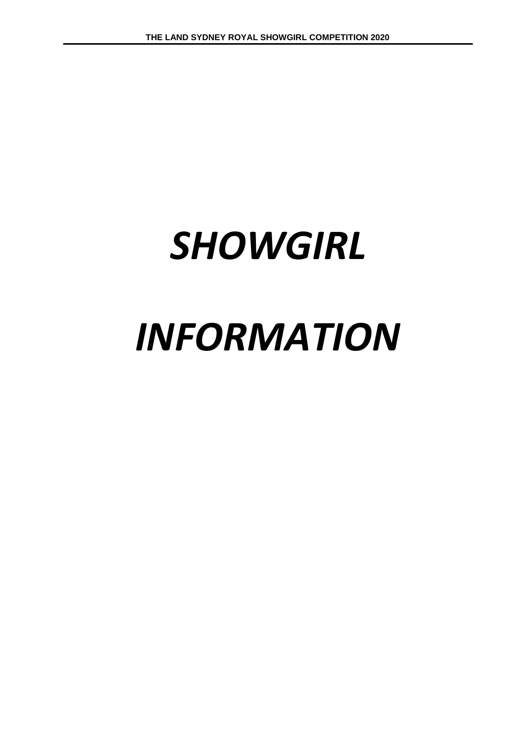# *SHOWGIRL*

# *INFORMATION*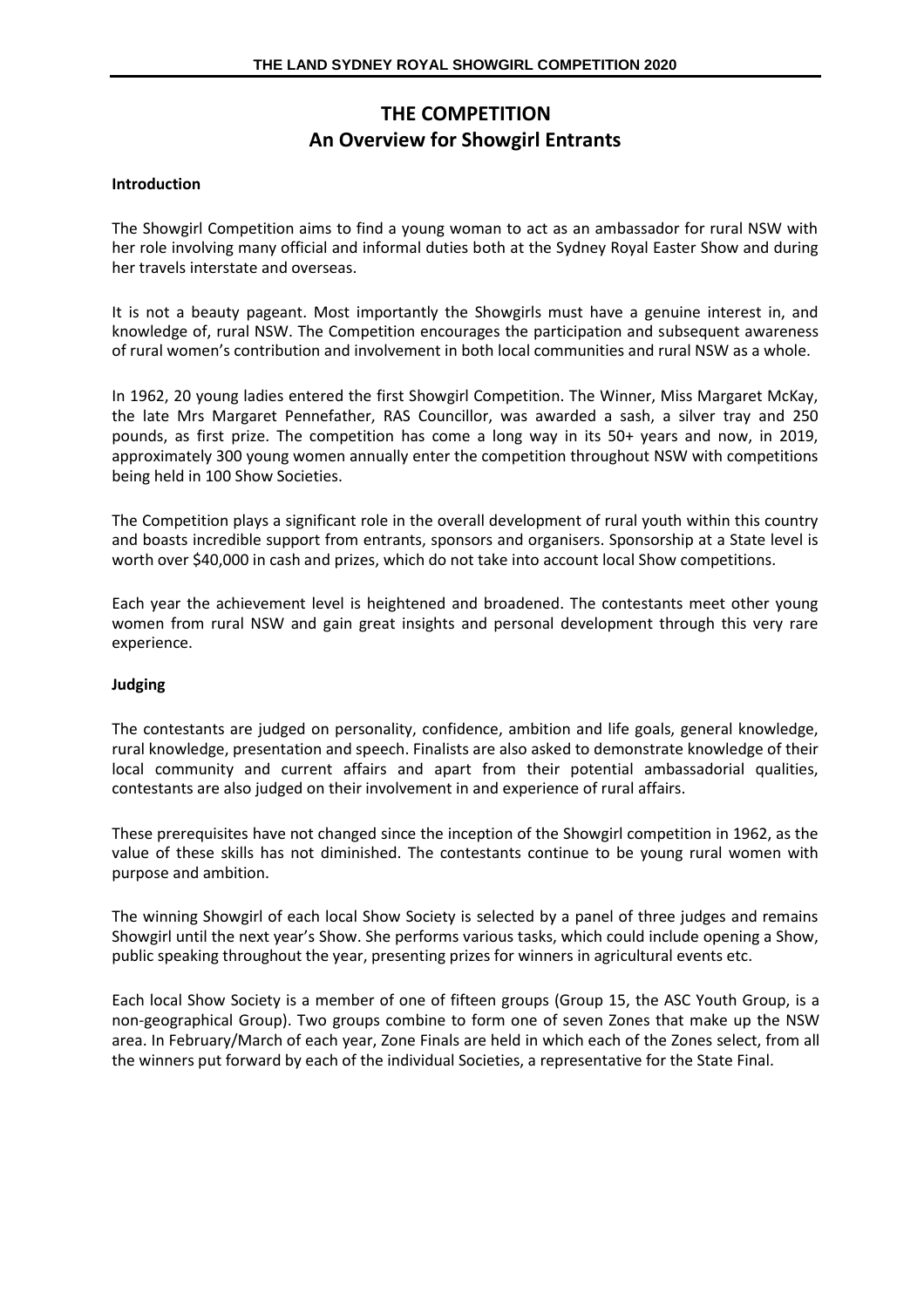# THE COMPETITION
## An Overview for Showgirl Entrants

**Introduction**

The Showgirl Competition aims to find a young woman to act as an ambassador for rural NSW with her role involving many official and informal duties both at the Sydney Royal Easter Show and during her travels interstate and overseas.

It is not a beauty pageant. Most importantly the Showgirls must have a genuine interest in, and knowledge of, rural NSW. The Competition encourages the participation and subsequent awareness of rural women's contribution and involvement in both local communities and rural NSW as a whole.

In 1962, 20 young ladies entered the first Showgirl Competition. The Winner, Miss Margaret McKay, the late Mrs Margaret Pennefather, RAS Councillor, was awarded a sash, a silver tray and 250 pounds, as first prize. The competition has come a long way in its 50+ years and now, in 2019, approximately 300 young women annually enter the competition throughout NSW with competitions being held in 100 Show Societies.

The Competition plays a significant role in the overall development of rural youth within this country and boasts incredible support from entrants, sponsors and organisers. Sponsorship at a State level is worth over $40,000 in cash and prizes, which do not take into account local Show competitions.

Each year the achievement level is heightened and broadened. The contestants meet other young women from rural NSW and gain great insights and personal development through this very rare experience.

**Judging**

The contestants are judged on personality, confidence, ambition and life goals, general knowledge, rural knowledge, presentation and speech. Finalists are also asked to demonstrate knowledge of their local community and current affairs and apart from their potential ambassadorial qualities, contestants are also judged on their involvement in and experience of rural affairs.

These prerequisites have not changed since the inception of the Showgirl competition in 1962, as the value of these skills has not diminished. The contestants continue to be young rural women with purpose and ambition.

The winning Showgirl of each local Show Society is selected by a panel of three judges and remains Showgirl until the next year's Show. She performs various tasks, which could include opening a Show, public speaking throughout the year, presenting prizes for winners in agricultural events etc.

Each local Show Society is a member of one of fifteen groups (Group 15, the ASC Youth Group, is a non-geographical Group). Two groups combine to form one of seven Zones that make up the NSW area. In February/March of each year, Zone Finals are held in which each of the Zones select, from all the winners put forward by each of the individual Societies, a representative for the State Final.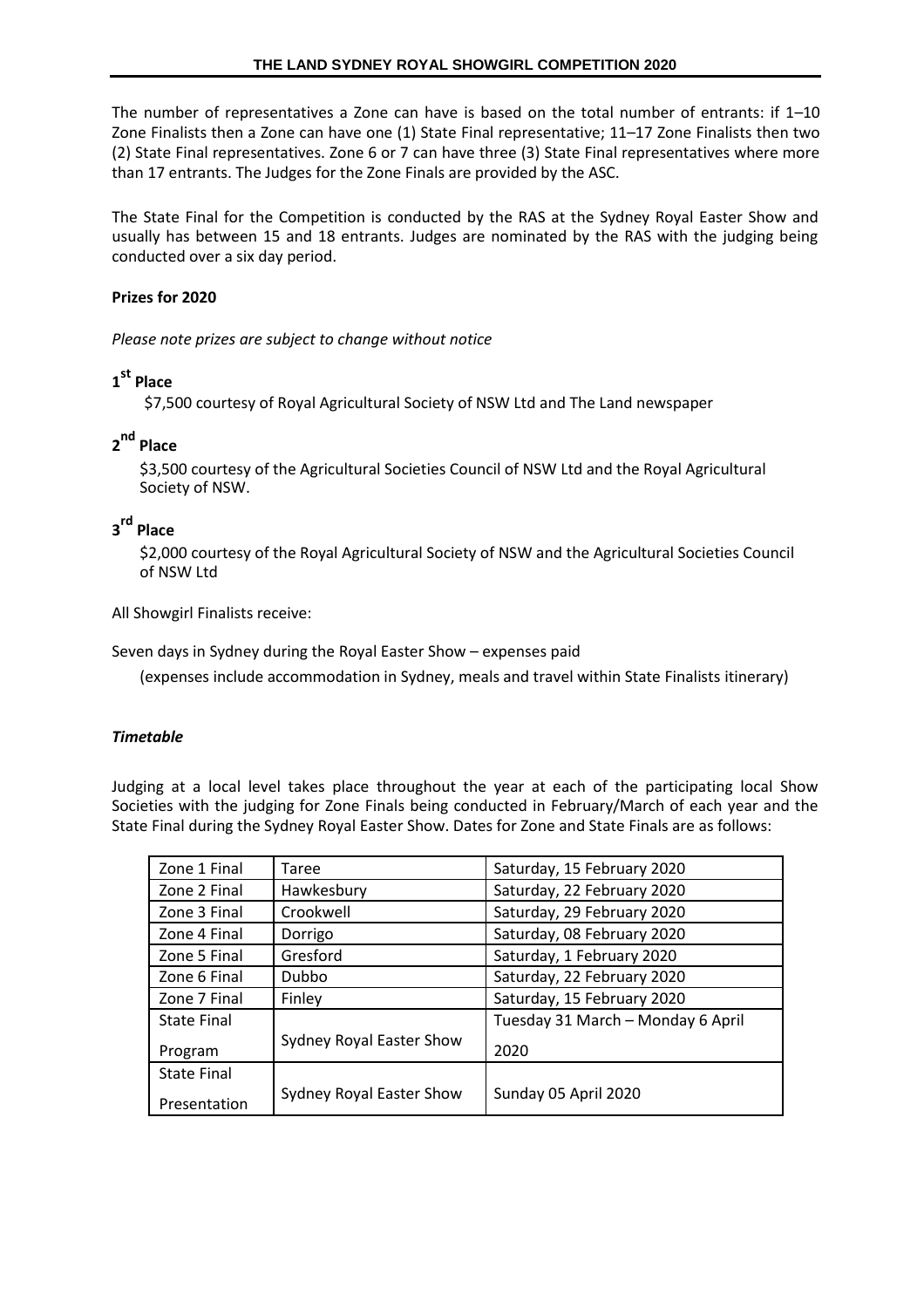The number of representatives a Zone can have is based on the total number of entrants: if 1–10 Zone Finalists then a Zone can have one (1) State Final representative; 11–17 Zone Finalists then two (2) State Final representatives. Zone 6 or 7 can have three (3) State Final representatives where more than 17 entrants. The Judges for the Zone Finals are provided by the ASC.

The State Final for the Competition is conducted by the RAS at the Sydney Royal Easter Show and usually has between 15 and 18 entrants. Judges are nominated by the RAS with the judging being conducted over a six day period.

**Prizes for 2020**

*Please note prizes are subject to change without notice*

**1st Place**

$7,500 courtesy of Royal Agricultural Society of NSW Ltd and The Land newspaper

**2nd Place**

$3,500 courtesy of the Agricultural Societies Council of NSW Ltd and the Royal Agricultural Society of NSW.

**3rd Place**

$2,000 courtesy of the Royal Agricultural Society of NSW and the Agricultural Societies Council of NSW Ltd

All Showgirl Finalists receive:

Seven days in Sydney during the Royal Easter Show – expenses paid

(expenses include accommodation in Sydney, meals and travel within State Finalists itinerary)

***Timetable***

Judging at a local level takes place throughout the year at each of the participating local Show Societies with the judging for Zone Finals being conducted in February/March of each year and the State Final during the Sydney Royal Easter Show. Dates for Zone and State Finals are as follows:

| | | |
|---|---|---|
| Zone 1 Final | Taree | Saturday, 15 February 2020 |
| Zone 2 Final | Hawkesbury | Saturday, 22 February 2020 |
| Zone 3 Final | Crookwell | Saturday, 29 February 2020 |
| Zone 4 Final | Dorrigo | Saturday, 08 February 2020 |
| Zone 5 Final | Gresford | Saturday, 1 February 2020 |
| Zone 6 Final | Dubbo | Saturday, 22 February 2020 |
| Zone 7 Final | Finley | Saturday, 15 February 2020 |
| State Final Program | Sydney Royal Easter Show | Tuesday 31 March – Monday 6 April 2020 |
| State Final Presentation | Sydney Royal Easter Show | Sunday 05 April 2020 |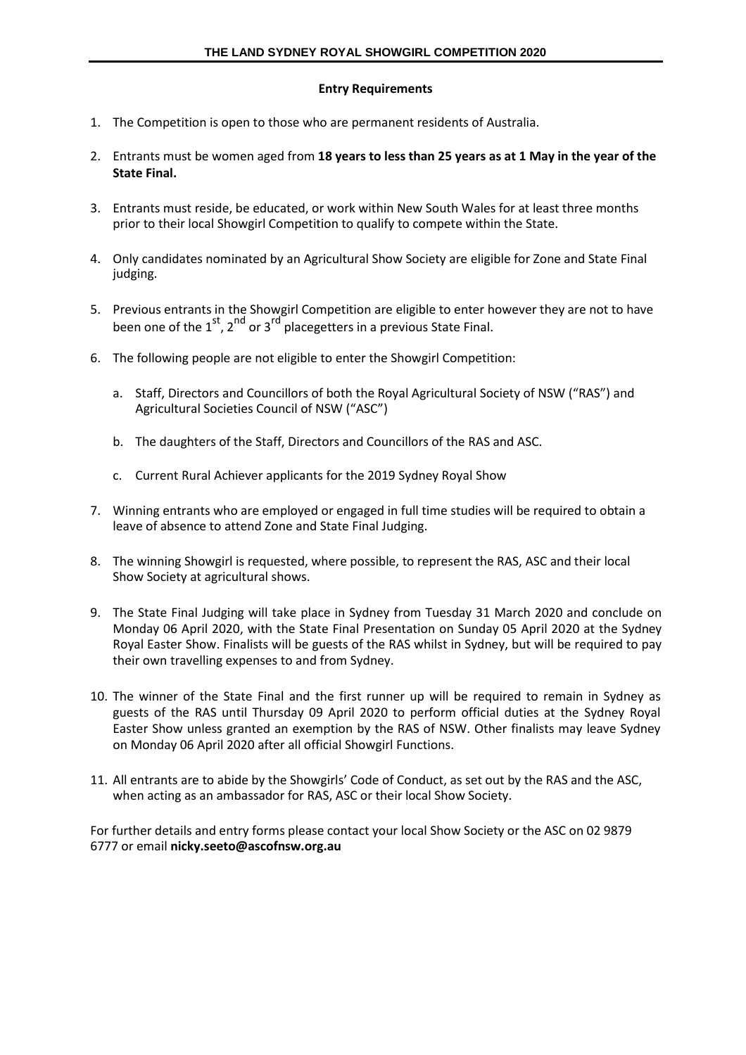**THE LAND SYDNEY ROYAL SHOWGIRL COMPETITION 2020**

**Entry Requirements**

1. The Competition is open to those who are permanent residents of Australia.

2. Entrants must be women aged from **18 years to less than 25 years as at 1 May in the year of the State Final.**

3. Entrants must reside, be educated, or work within New South Wales for at least three months prior to their local Showgirl Competition to qualify to compete within the State.

4. Only candidates nominated by an Agricultural Show Society are eligible for Zone and State Final judging.

5. Previous entrants in the Showgirl Competition are eligible to enter however they are not to have been one of the 1st, 2nd or 3rd placegetters in a previous State Final.

6. The following people are not eligible to enter the Showgirl Competition:

   a. Staff, Directors and Councillors of both the Royal Agricultural Society of NSW ("RAS") and Agricultural Societies Council of NSW ("ASC")

   b. The daughters of the Staff, Directors and Councillors of the RAS and ASC.

   c. Current Rural Achiever applicants for the 2019 Sydney Royal Show

7. Winning entrants who are employed or engaged in full time studies will be required to obtain a leave of absence to attend Zone and State Final Judging.

8. The winning Showgirl is requested, where possible, to represent the RAS, ASC and their local Show Society at agricultural shows.

9. The State Final Judging will take place in Sydney from Tuesday 31 March 2020 and conclude on Monday 06 April 2020, with the State Final Presentation on Sunday 05 April 2020 at the Sydney Royal Easter Show. Finalists will be guests of the RAS whilst in Sydney, but will be required to pay their own travelling expenses to and from Sydney.

10. The winner of the State Final and the first runner up will be required to remain in Sydney as guests of the RAS until Thursday 09 April 2020 to perform official duties at the Sydney Royal Easter Show unless granted an exemption by the RAS of NSW. Other finalists may leave Sydney on Monday 06 April 2020 after all official Showgirl Functions.

11. All entrants are to abide by the Showgirls' Code of Conduct, as set out by the RAS and the ASC, when acting as an ambassador for RAS, ASC or their local Show Society.

For further details and entry forms please contact your local Show Society or the ASC on 02 9879 6777 or email **nicky.seeto@ascofnsw.org.au**